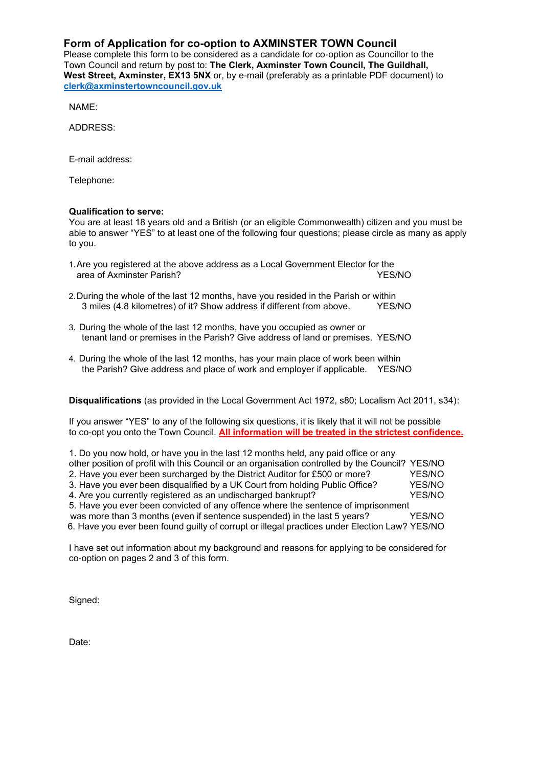# Form of Application for co-option to AXMINSTER TOWN Council

Please complete this form to be considered as a candidate for co-option as Councillor to the Town Council and return by post to: **The Clerk, Axminster Town Council, The Guildhall, West Street, Axminster, EX13 5NX** or, by e-mail (preferably as a printable PDF document) to clerk@axminstertowncouncil.gov.uk

NAME:

ADDRESS:

E-mail address:

Telephone:

**Qualification to serve:**

You are at least 18 years old and a British (or an eligible Commonwealth) citizen and you must be able to answer "YES" to at least one of the following four questions; please circle as many as apply to you.

1. Are you registered at the above address as a Local Government Elector for the area of Axminster Parish? YES/NO
2. During the whole of the last 12 months, have you resided in the Parish or within 3 miles (4.8 kilometres) of it? Show address if different from above. YES/NO
3. During the whole of the last 12 months, have you occupied as owner or tenant land or premises in the Parish? Give address of land or premises. YES/NO
4. During the whole of the last 12 months, has your main place of work been within the Parish? Give address and place of work and employer if applicable. YES/NO

**Disqualifications** (as provided in the Local Government Act 1972, s80; Localism Act 2011, s34):

If you answer "YES" to any of the following six questions, it is likely that it will not be possible to co-opt you onto the Town Council. **All information will be treated in the strictest confidence.**

1. Do you now hold, or have you in the last 12 months held, any paid office or any other position of profit with this Council or an organisation controlled by the Council? YES/NO
2. Have you ever been surcharged by the District Auditor for £500 or more? YES/NO
3. Have you ever been disqualified by a UK Court from holding Public Office? YES/NO
4. Are you currently registered as an undischarged bankrupt? YES/NO
5. Have you ever been convicted of any offence where the sentence of imprisonment was more than 3 months (even if sentence suspended) in the last 5 years? YES/NO
6. Have you ever been found guilty of corrupt or illegal practices under Election Law? YES/NO

I have set out information about my background and reasons for applying to be considered for co-option on pages 2 and 3 of this form.

Signed:

Date: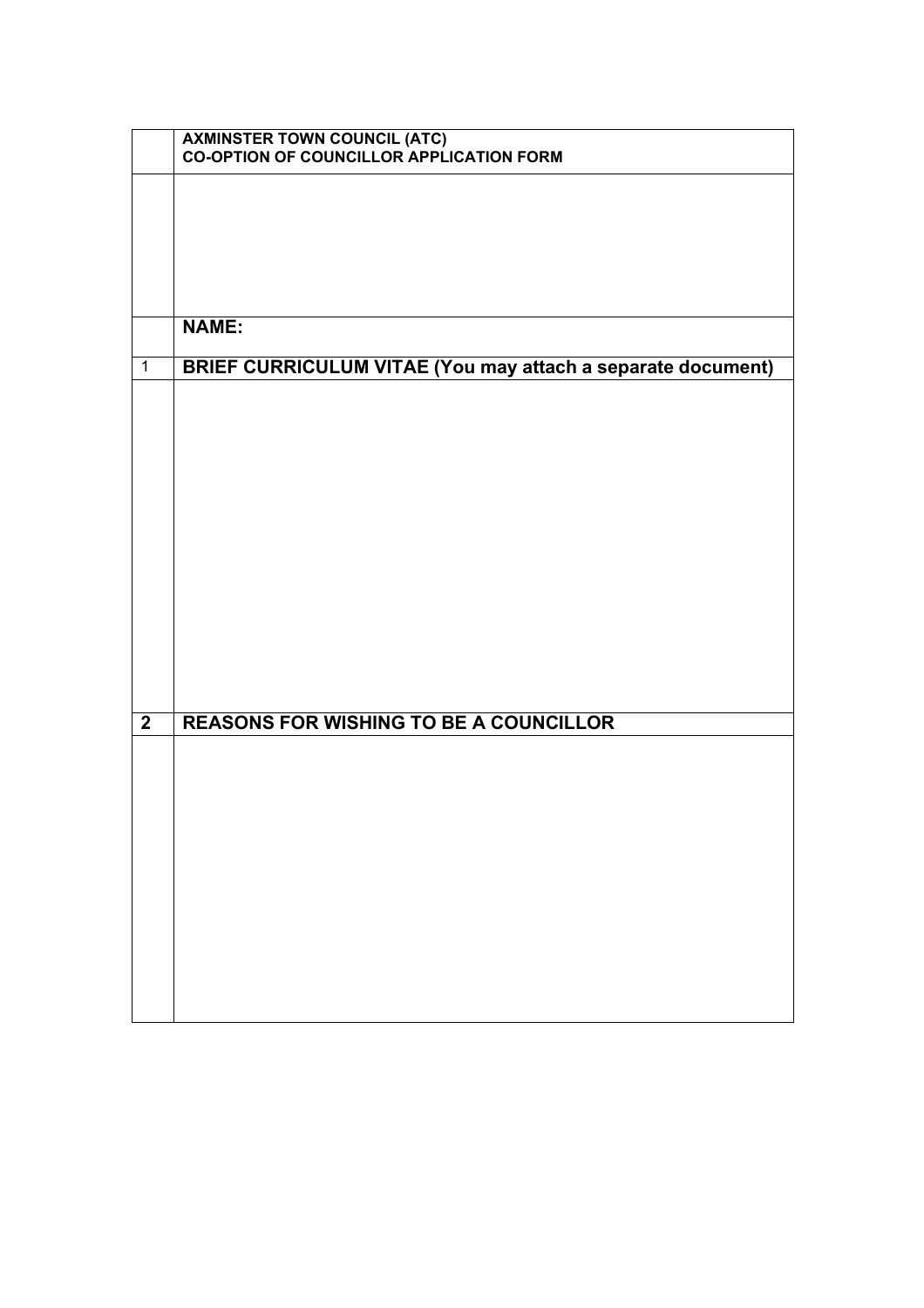| | AXMINSTER TOWN COUNCIL (ATC)<br>CO-OPTION OF COUNCILLOR APPLICATION FORM |
|---|---|
| | |
| | **NAME:** |
| 1 | **BRIEF CURRICULUM VITAE (You may attach a separate document)** |
| | |
| **2** | **REASONS FOR WISHING TO BE A COUNCILLOR** |
| | |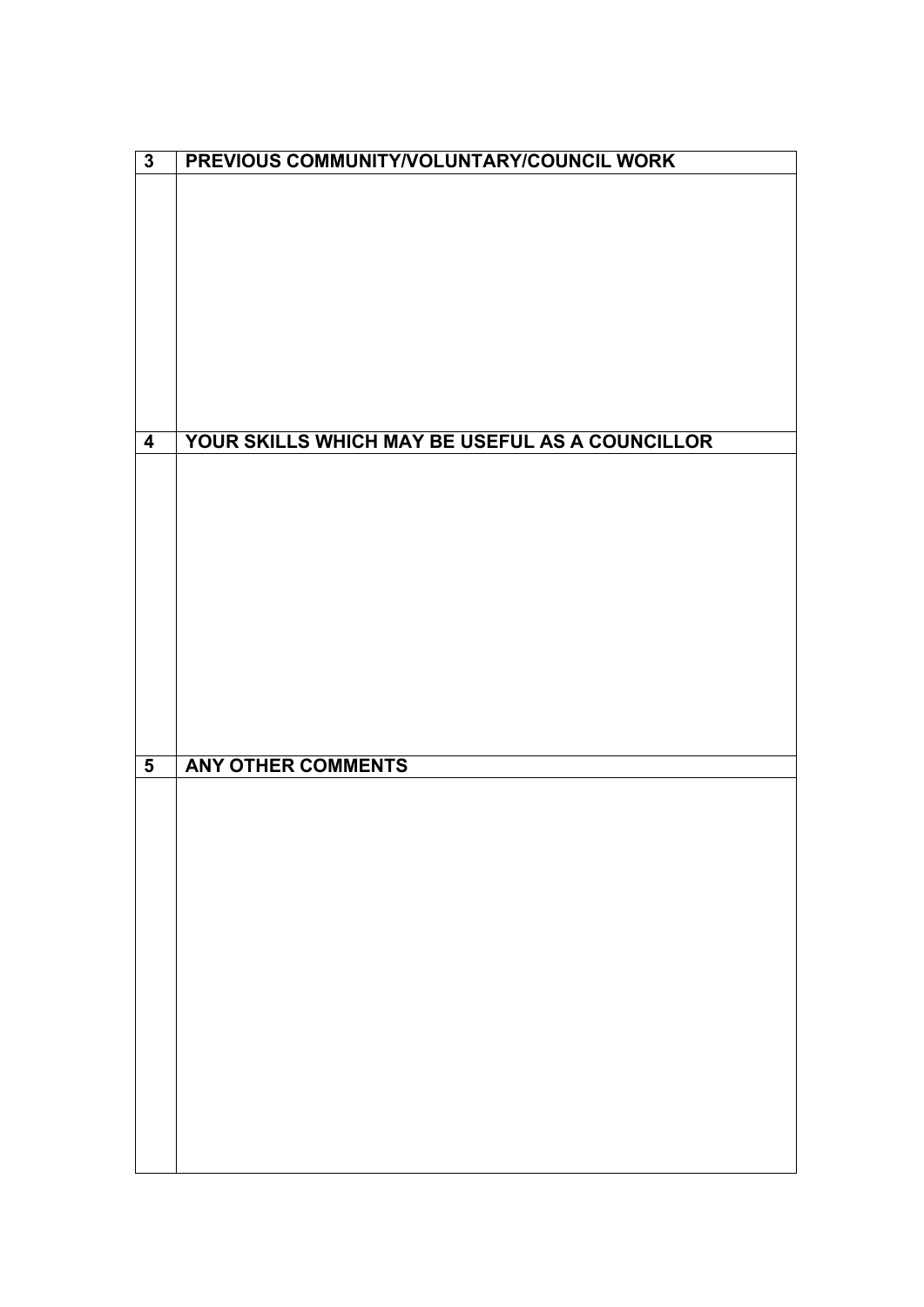| | |
|---|---|
| 3 | PREVIOUS COMMUNITY/VOLUNTARY/COUNCIL WORK |
| | |
| 4 | YOUR SKILLS WHICH MAY BE USEFUL AS A COUNCILLOR |
| | |
| 5 | ANY OTHER COMMENTS |
| | |